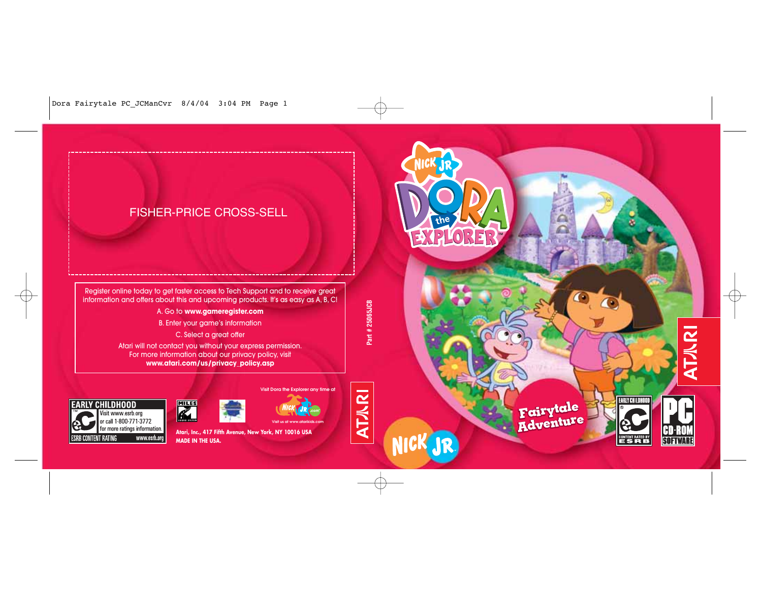FISHER-PRICE CROSS-SELL

Register online today to get faster access to Tech Support and to receive great information and offers about this and upcoming products. It's as easy as A, B, C!

A. Go to **www.gameregister.com**

B. Enter your game's information

C. Select a great offer

Atari will not contact you without your express permission. For more information about our privacy policy, visit **www.atari.com/us/privacy_policy.asp**

EARLY CHILDHOOD

Visit www.esrb.org or call 1-800-771-3772 for more ratings information.

ESRB CONTENT RATING www.esrb.org

Visit Dora the Explorer any time at

Visit us at www.atarikids.com

**Atari, Inc., 417 Fifth Avenue, New York, NY 10016 USA**

**MADE IN THE USA.**

Part # 25065JCB

NICK JR

DORA the EXPLORER™

Fairytale Adventure

EARLY CHILDHOOD

CONTENT RATED BY ESRB

PC CD-ROM SOFTWARE

ATARI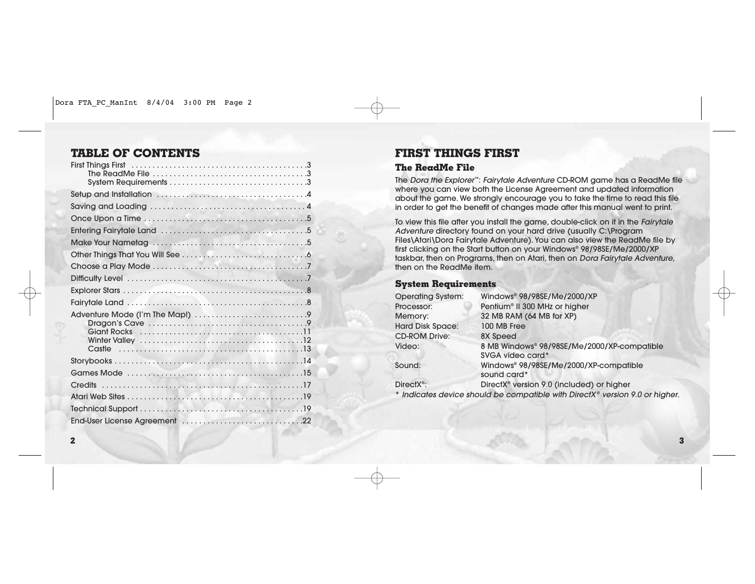## TABLE OF CONTENTS

First Things First . . . . . . . . . . . . . . . . . . . . . . . . . . . . . . . . . . . . . . . . . .3
- The ReadMe File . . . . . . . . . . . . . . . . . . . . . . . . . . . . . . . . . . . . .3
- System Requirements . . . . . . . . . . . . . . . . . . . . . . . . . . . . . . . .3

Setup and Installation . . . . . . . . . . . . . . . . . . . . . . . . . . . . . . . . . . .4

Saving and Loading . . . . . . . . . . . . . . . . . . . . . . . . . . . . . . . . . . . . 4

Once Upon a Time . . . . . . . . . . . . . . . . . . . . . . . . . . . . . . . . . . . . . .5

Entering Fairytale Land . . . . . . . . . . . . . . . . . . . . . . . . . . . . . . . . . .5

Make Your Nametag . . . . . . . . . . . . . . . . . . . . . . . . . . . . . . . . . . . .5

Other Things That You Will See . . . . . . . . . . . . . . . . . . . . . . . . . . . . .6

Choose a Play Mode . . . . . . . . . . . . . . . . . . . . . . . . . . . . . . . . . . . .7

Difficulty Level . . . . . . . . . . . . . . . . . . . . . . . . . . . . . . . . . . . . . . . . . .7

Explorer Stars . . . . . . . . . . . . . . . . . . . . . . . . . . . . . . . . . . . . . . . . . .8

Fairytale Land . . . . . . . . . . . . . . . . . . . . . . . . . . . . . . . . . . . . . . . . . .8

Adventure Mode (I'm The Map!) . . . . . . . . . . . . . . . . . . . . . . . . . . .9
- Dragon's Cave . . . . . . . . . . . . . . . . . . . . . . . . . . . . . . . . . . . . .9
- Giant Rocks . . . . . . . . . . . . . . . . . . . . . . . . . . . . . . . . . . . . . . .11
- Winter Valley . . . . . . . . . . . . . . . . . . . . . . . . . . . . . . . . . . . . . .12
- Castle . . . . . . . . . . . . . . . . . . . . . . . . . . . . . . . . . . . . . . . . . . .13

Storybooks . . . . . . . . . . . . . . . . . . . . . . . . . . . . . . . . . . . . . . . . . . . .14

Games Mode . . . . . . . . . . . . . . . . . . . . . . . . . . . . . . . . . . . . . . . . .15

Credits . . . . . . . . . . . . . . . . . . . . . . . . . . . . . . . . . . . . . . . . . . . . . . .17

Atari Web Sites . . . . . . . . . . . . . . . . . . . . . . . . . . . . . . . . . . . . . . . . .19

Technical Support . . . . . . . . . . . . . . . . . . . . . . . . . . . . . . . . . . . . . .19

End-User License Agreement . . . . . . . . . . . . . . . . . . . . . . . . . . . .22

## FIRST THINGS FIRST

### The ReadMe File

The *Dora the Explorer*™: *Fairytale Adventure* CD-ROM game has a ReadMe file where you can view both the License Agreement and updated information about the game. We strongly encourage you to take the time to read this file in order to get the benefit of changes made after this manual went to print.

To view this file after you install the game, double-click on it in the *Fairytale Adventure* directory found on your hard drive (usually C:\Program Files\Atari\Dora Fairytale Adventure). You can also view the ReadMe file by first clicking on the Start button on your Windows® 98/98SE/Me/2000/XP taskbar, then on Programs, then on Atari, then on *Dora Fairytale Adventure*, then on the ReadMe item.

### System Requirements

| | |
|---|---|
| Operating System: | Windows® 98/98SE/Me/2000/XP |
| Processor: | Pentium® II 300 MHz or higher |
| Memory: | 32 MB RAM (64 MB for XP) |
| Hard Disk Space: | 100 MB Free |
| CD-ROM Drive: | 8X Speed |
| Video: | 8 MB Windows® 98/98SE/Me/2000/XP-compatible SVGA video card* |
| Sound: | Windows® 98/98SE/Me/2000/XP-compatible sound card* |
| DirectX®: | DirectX® version 9.0 (included) or higher |

*\* Indicates device should be compatible with DirectX® version 9.0 or higher.*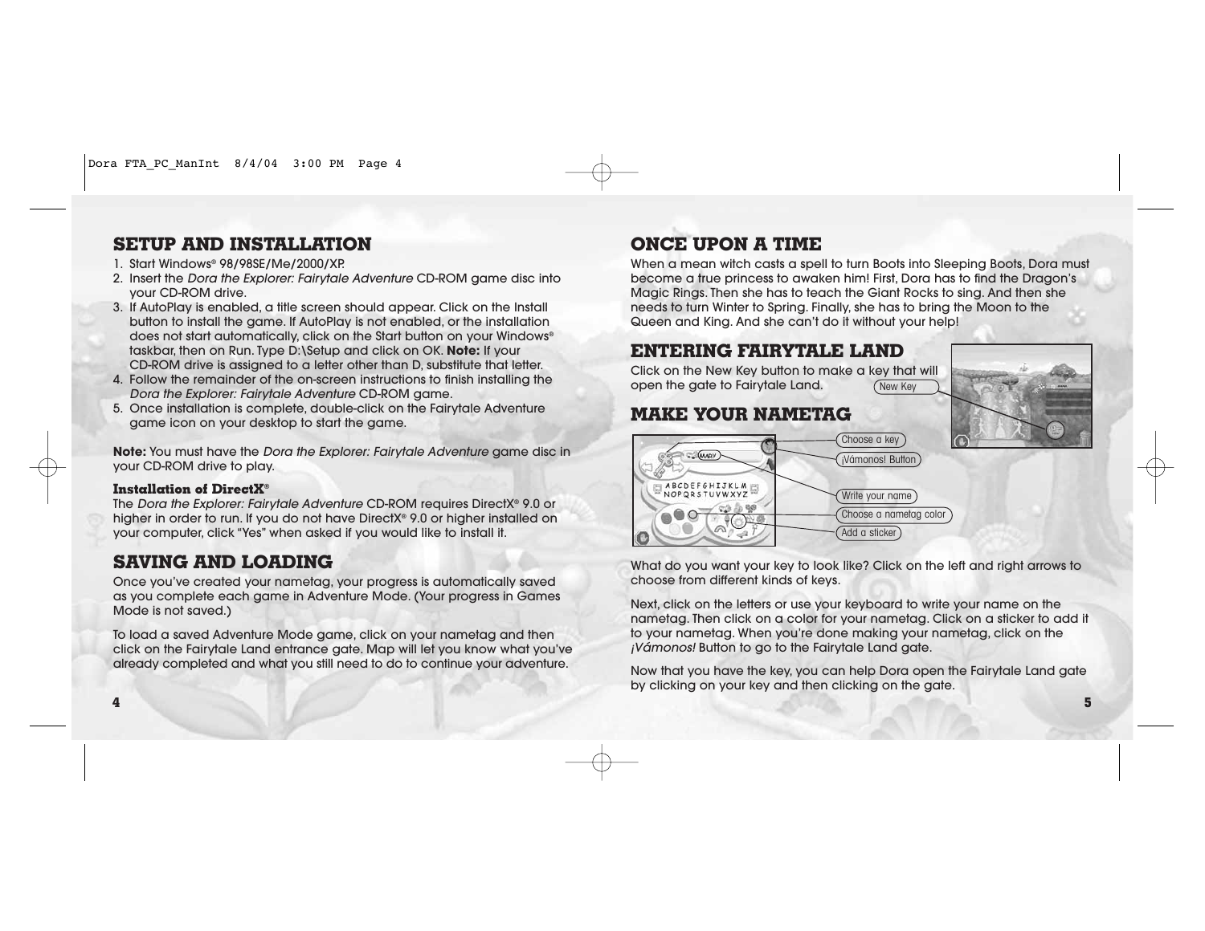## SETUP AND INSTALLATION

1. Start Windows® 98/98SE/Me/2000/XP.
2. Insert the *Dora the Explorer: Fairytale Adventure* CD-ROM game disc into your CD-ROM drive.
3. If AutoPlay is enabled, a title screen should appear. Click on the Install button to install the game. If AutoPlay is not enabled, or the installation does not start automatically, click on the Start button on your Windows® taskbar, then on Run. Type D:\Setup and click on OK. **Note:** If your CD-ROM drive is assigned to a letter other than D, substitute that letter.
4. Follow the remainder of the on-screen instructions to finish installing the *Dora the Explorer: Fairytale Adventure* CD-ROM game.
5. Once installation is complete, double-click on the Fairytale Adventure game icon on your desktop to start the game.

**Note:** You must have the *Dora the Explorer: Fairytale Adventure* game disc in your CD-ROM drive to play.

#### Installation of DirectX®

The *Dora the Explorer: Fairytale Adventure* CD-ROM requires DirectX® 9.0 or higher in order to run. If you do not have DirectX® 9.0 or higher installed on your computer, click "Yes" when asked if you would like to install it.

## SAVING AND LOADING

Once you've created your nametag, your progress is automatically saved as you complete each game in Adventure Mode. (Your progress in Games Mode is not saved.)

To load a saved Adventure Mode game, click on your nametag and then click on the Fairytale Land entrance gate. Map will let you know what you've already completed and what you still need to do to continue your adventure.

## ONCE UPON A TIME

When a mean witch casts a spell to turn Boots into Sleeping Boots, Dora must become a true princess to awaken him! First, Dora has to find the Dragon's Magic Rings. Then she has to teach the Giant Rocks to sing. And then she needs to turn Winter to Spring. Finally, she has to bring the Moon to the Queen and King. And she can't do it without your help!

## ENTERING FAIRYTALE LAND

Click on the New Key button to make a key that will open the gate to Fairytale Land.

New Key

## MAKE YOUR NAMETAG

Choose a key

¡Vámonos! Button

Write your name

Choose a nametag color

Add a sticker

What do you want your key to look like? Click on the left and right arrows to choose from different kinds of keys.

Next, click on the letters or use your keyboard to write your name on the nametag. Then click on a color for your nametag. Click on a sticker to add it to your nametag. When you're done making your nametag, click on the *¡Vámonos!* Button to go to the Fairytale Land gate.

Now that you have the key, you can help Dora open the Fairytale Land gate by clicking on your key and then clicking on the gate.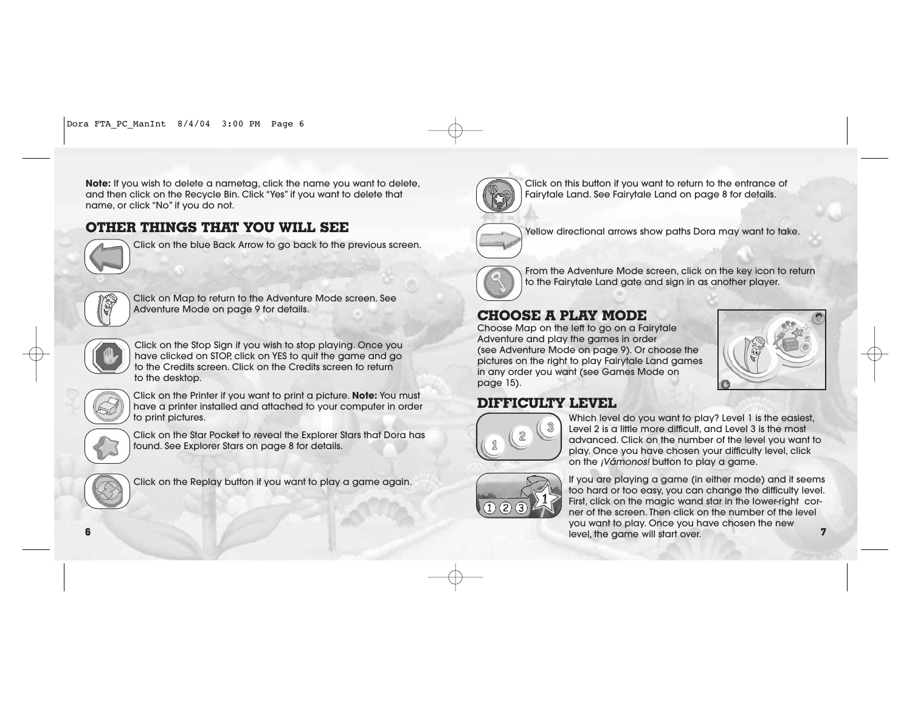**Note:** If you wish to delete a nametag, click the name you want to delete, and then click on the Recycle Bin. Click "Yes" if you want to delete that name, or click "No" if you do not.

## OTHER THINGS THAT YOU WILL SEE

Click on the blue Back Arrow to go back to the previous screen.

Click on Map to return to the Adventure Mode screen. See Adventure Mode on page 9 for details.

Click on the Stop Sign if you wish to stop playing. Once you have clicked on STOP, click on YES to quit the game and go to the Credits screen. Click on the Credits screen to return to the desktop.

Click on the Printer if you want to print a picture. **Note:** You must have a printer installed and attached to your computer in order to print pictures.

Click on the Star Pocket to reveal the Explorer Stars that Dora has found. See Explorer Stars on page 8 for details.

Click on the Replay button if you want to play a game again.

Click on this button if you want to return to the entrance of Fairytale Land. See Fairytale Land on page 8 for details.

Yellow directional arrows show paths Dora may want to take.

From the Adventure Mode screen, click on the key icon to return to the Fairytale Land gate and sign in as another player.

## CHOOSE A PLAY MODE

Choose Map on the left to go on a Fairytale Adventure and play the games in order (see Adventure Mode on page 9). Or choose the pictures on the right to play Fairytale Land games in any order you want (see Games Mode on page 15).

## DIFFICULTY LEVEL

Which level do you want to play? Level 1 is the easiest, Level 2 is a little more difficult, and Level 3 is the most advanced. Click on the number of the level you want to play. Once you have chosen your difficulty level, click on the *¡Vámonos!* button to play a game.

If you are playing a game (in either mode) and it seems too hard or too easy, you can change the difficulty level. First, click on the magic wand star in the lower-right corner of the screen. Then click on the number of the level you want to play. Once you have chosen the new level, the game will start over.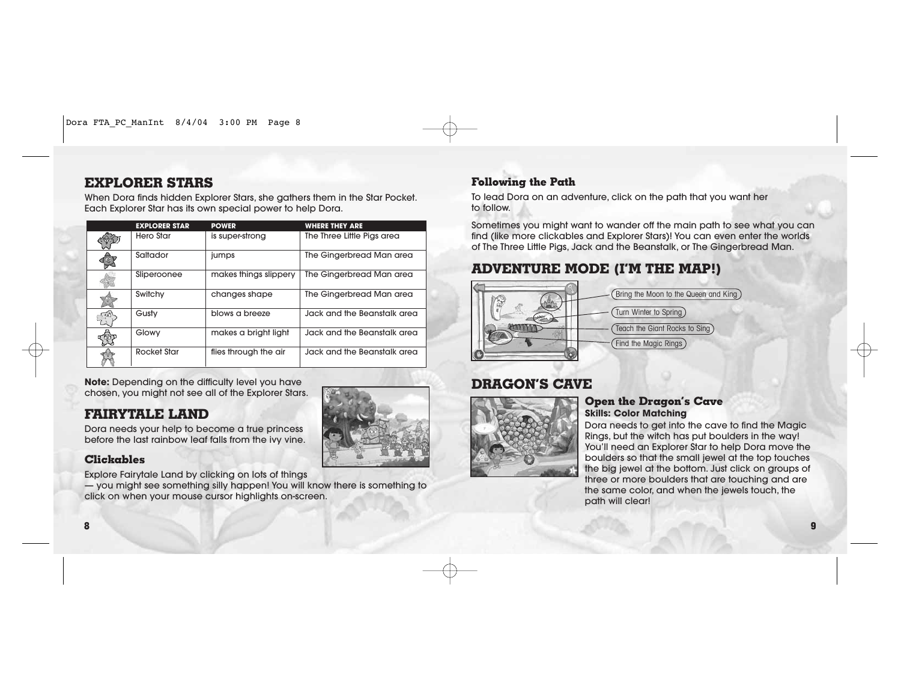## EXPLORER STARS

When Dora finds hidden Explorer Stars, she gathers them in the Star Pocket. Each Explorer Star has its own special power to help Dora.

| | EXPLORER STAR | POWER | WHERE THEY ARE |
|---|---|---|---|
| | Hero Star | is super-strong | The Three Little Pigs area |
| | Saltador | jumps | The Gingerbread Man area |
| | Sliperoonee | makes things slippery | The Gingerbread Man area |
| | Switchy | changes shape | The Gingerbread Man area |
| | Gusty | blows a breeze | Jack and the Beanstalk area |
| | Glowy | makes a bright light | Jack and the Beanstalk area |
| | Rocket Star | flies through the air | Jack and the Beanstalk area |

**Note:** Depending on the difficulty level you have chosen, you might not see all of the Explorer Stars.

## FAIRYTALE LAND

Dora needs your help to become a true princess before the last rainbow leaf falls from the ivy vine.

### Clickables

Explore Fairytale Land by clicking on lots of things — you might see something silly happen! You will know there is something to click on when your mouse cursor highlights on-screen.

### Following the Path

To lead Dora on an adventure, click on the path that you want her to follow.

Sometimes you might want to wander off the main path to see what you can find (like more clickables and Explorer Stars)! You can even enter the worlds of The Three Little Pigs, Jack and the Beanstalk, or The Gingerbread Man.

## ADVENTURE MODE (I'M THE MAP!)

- Bring the Moon to the Queen and King
- Turn Winter to Spring
- Teach the Giant Rocks to Sing
- Find the Magic Rings

## DRAGON'S CAVE

### Open the Dragon's Cave

**Skills: Color Matching**

Dora needs to get into the cave to find the Magic Rings, but the witch has put boulders in the way! You'll need an Explorer Star to help Dora move the boulders so that the small jewel at the top touches the big jewel at the bottom. Just click on groups of three or more boulders that are touching and are the same color, and when the jewels touch, the path will clear!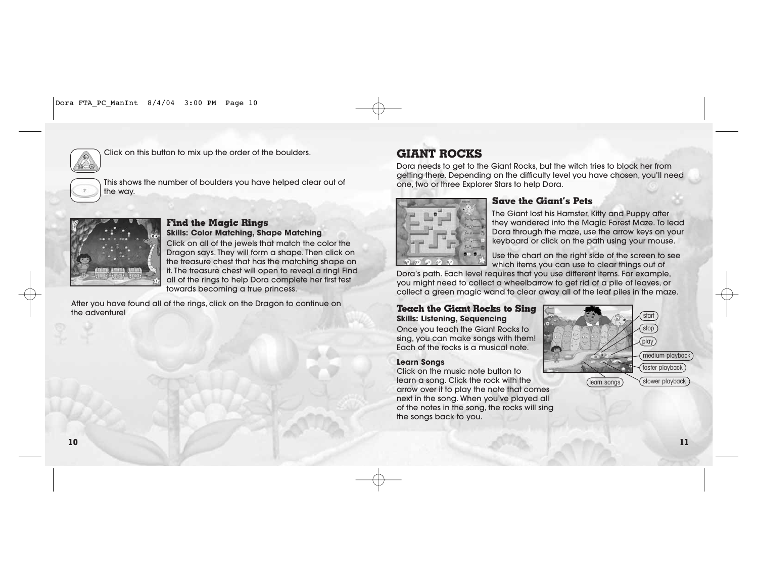Click on this button to mix up the order of the boulders.

This shows the number of boulders you have helped clear out of the way.

### Find the Magic Rings

**Skills: Color Matching, Shape Matching**

Click on all of the jewels that match the color the Dragon says. They will form a shape. Then click on the treasure chest that has the matching shape on it. The treasure chest will open to reveal a ring! Find all of the rings to help Dora complete her first test towards becoming a true princess.

After you have found all of the rings, click on the Dragon to continue on the adventure!

## GIANT ROCKS

Dora needs to get to the Giant Rocks, but the witch tries to block her from getting there. Depending on the difficulty level you have chosen, you'll need one, two or three Explorer Stars to help Dora.

### Save the Giant's Pets

The Giant lost his Hamster, Kitty and Puppy after they wandered into the Magic Forest Maze. To lead Dora through the maze, use the arrow keys on your keyboard or click on the path using your mouse.

Use the chart on the right side of the screen to see which items you can use to clear things out of Dora's path. Each level requires that you use different items. For example, you might need to collect a wheelbarrow to get rid of a pile of leaves, or collect a green magic wand to clear away all of the leaf piles in the maze.

### Teach the Giant Rocks to Sing

**Skills: Listening, Sequencing**

Once you teach the Giant Rocks to sing, you can make songs with them! Each of the rocks is a musical note.

start
stop
play
medium playback
faster playback
slower playback
learn songs

**Learn Songs**

Click on the music note button to learn a song. Click the rock with the arrow over it to play the note that comes next in the song. When you've played all of the notes in the song, the rocks will sing the songs back to you.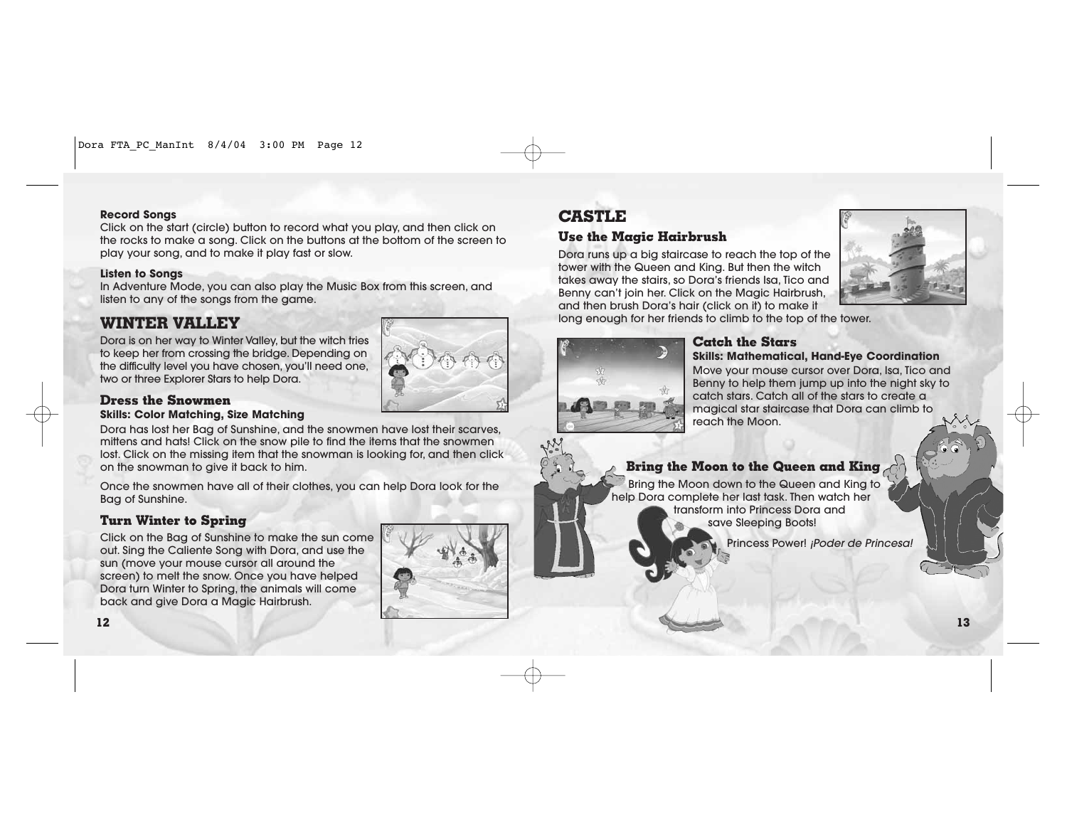**Record Songs**

Click on the start (circle) button to record what you play, and then click on the rocks to make a song. Click on the buttons at the bottom of the screen to play your song, and to make it play fast or slow.

**Listen to Songs**

In Adventure Mode, you can also play the Music Box from this screen, and listen to any of the songs from the game.

## WINTER VALLEY

Dora is on her way to Winter Valley, but the witch tries to keep her from crossing the bridge. Depending on the difficulty level you have chosen, you'll need one, two or three Explorer Stars to help Dora.

### Dress the Snowmen

**Skills: Color Matching, Size Matching**

Dora has lost her Bag of Sunshine, and the snowmen have lost their scarves, mittens and hats! Click on the snow pile to find the items that the snowmen lost. Click on the missing item that the snowman is looking for, and then click on the snowman to give it back to him.

Once the snowmen have all of their clothes, you can help Dora look for the Bag of Sunshine.

### Turn Winter to Spring

Click on the Bag of Sunshine to make the sun come out. Sing the Caliente Song with Dora, and use the sun (move your mouse cursor all around the screen) to melt the snow. Once you have helped Dora turn Winter to Spring, the animals will come back and give Dora a Magic Hairbrush.

## CASTLE

### Use the Magic Hairbrush

Dora runs up a big staircase to reach the top of the tower with the Queen and King. But then the witch takes away the stairs, so Dora's friends Isa, Tico and Benny can't join her. Click on the Magic Hairbrush, and then brush Dora's hair (click on it) to make it long enough for her friends to climb to the top of the tower.

### Catch the Stars

**Skills: Mathematical, Hand-Eye Coordination**

Move your mouse cursor over Dora, Isa, Tico and Benny to help them jump up into the night sky to catch stars. Catch all of the stars to create a magical star staircase that Dora can climb to reach the Moon.

### Bring the Moon to the Queen and King

Bring the Moon down to the Queen and King to help Dora complete her last task. Then watch her transform into Princess Dora and save Sleeping Boots!

Princess Power! *¡Poder de Princesa!*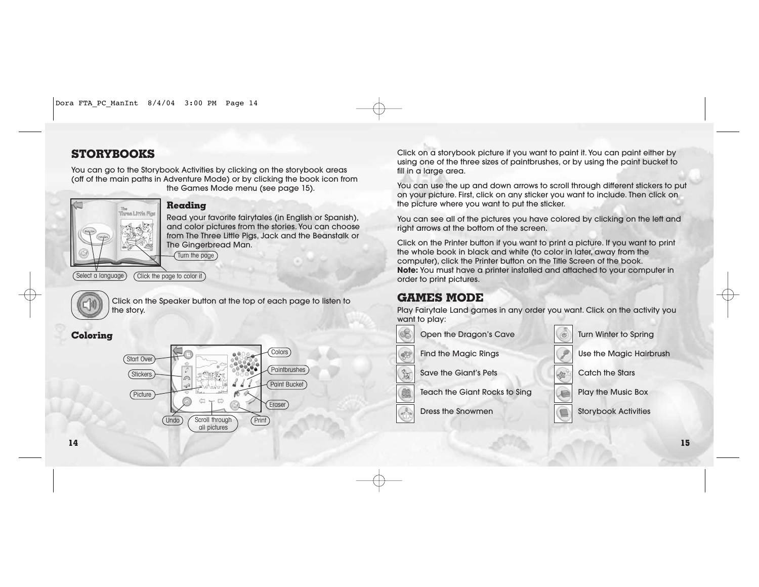## STORYBOOKS

You can go to the Storybook Activities by clicking on the storybook areas (off of the main paths in Adventure Mode) or by clicking the book icon from the Games Mode menu (see page 15).

### Reading

Read your favorite fairytales (in English or Spanish), and color pictures from the stories. You can choose from The Three Little Pigs, Jack and the Beanstalk or The Gingerbread Man.

Turn the page

Select a language

Click the page to color it

Click on the Speaker button at the top of each page to listen to the story.

### Coloring

Start Over

Stickers

Picture

Undo

Scroll through all pictures

Print

Colors

Paintbrushes

Paint Bucket

Eraser

Click on a storybook picture if you want to paint it. You can paint either by using one of the three sizes of paintbrushes, or by using the paint bucket to fill in a large area.

You can use the up and down arrows to scroll through different stickers to put on your picture. First, click on any sticker you want to include. Then click on the picture where you want to put the sticker.

You can see all of the pictures you have colored by clicking on the left and right arrows at the bottom of the screen.

Click on the Printer button if you want to print a picture. If you want to print the whole book in black and white (to color in later, away from the computer), click the Printer button on the Title Screen of the book.
**Note:** You must have a printer installed and attached to your computer in order to print pictures.

## GAMES MODE

Play Fairytale Land games in any order you want. Click on the activity you want to play:

- Open the Dragon's Cave
- Find the Magic Rings
- Save the Giant's Pets
- Teach the Giant Rocks to Sing
- Dress the Snowmen
- Turn Winter to Spring
- Use the Magic Hairbrush
- Catch the Stars
- Play the Music Box
- Storybook Activities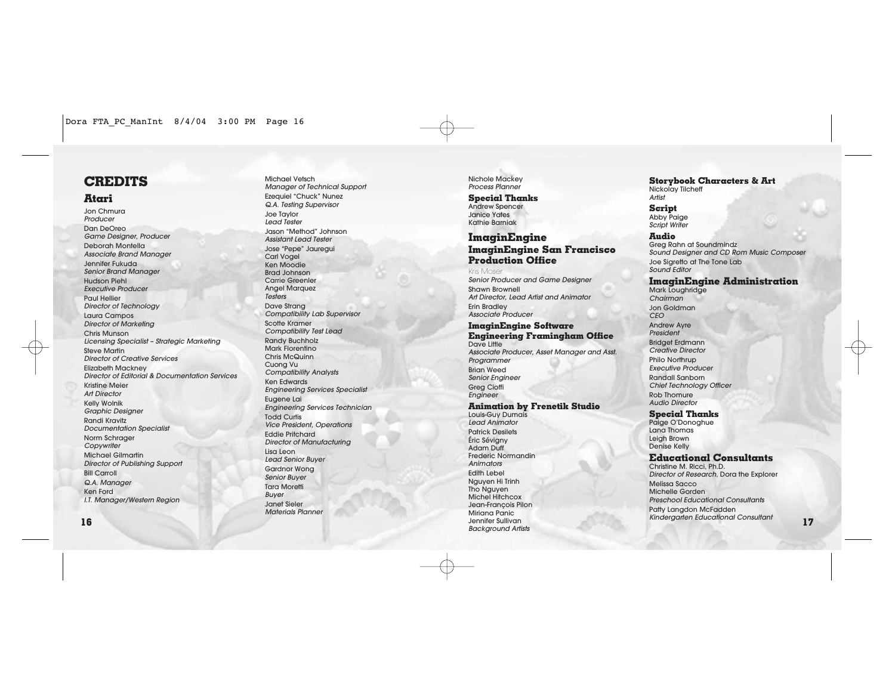# CREDITS

## Atari

Jon Chmura
*Producer*

Dan DeOreo
*Game Designer, Producer*

Deborah Montella
*Associate Brand Manager*

Jennifer Fukuda
*Senior Brand Manager*

Hudson Piehl
*Executive Producer*

Paul Hellier
*Director of Technology*

Laura Campos
*Director of Marketing*

Chris Munson
*Licensing Specialist – Strategic Marketing*

Steve Martin
*Director of Creative Services*

Elizabeth Mackney
*Director of Editorial & Documentation Services*

Kristine Meier
*Art Director*

Kelly Wolnik
*Graphic Designer*

Randi Kravitz
*Documentation Specialist*

Norm Schrager
*Copywriter*

Michael Gilmartin
*Director of Publishing Support*

Bill Carroll
*Q.A. Manager*

Ken Ford
*I.T. Manager/Western Region*

Michael Vetsch
*Manager of Technical Support*

Ezequiel "Chuck" Nunez
*Q.A. Testing Supervisor*

Joe Taylor
*Lead Tester*

Jason "Method" Johnson
*Assistant Lead Tester*

Jose "Pepe" Jauregui
Carl Vogel
Ken Moodie
Brad Johnson
Carrie Greenler
Angel Marquez
*Testers*

Dave Strang
*Compatibility Lab Supervisor*

Scotte Kramer
*Compatibility Test Lead*

Randy Buchholz
Mark Florentino
Chris McQuinn
Cuong Vu
*Compatibility Analysts*

Ken Edwards
*Engineering Services Specialist*

Eugene Lai
*Engineering Services Technician*

Todd Curtis
*Vice President, Operations*

Eddie Pritchard
*Director of Manufacturing*

Lisa Leon
*Lead Senior Buyer*

Gardnor Wong
*Senior Buyer*

Tara Moretti
*Buyer*

Janet Sieler
*Materials Planner*

Nichole Mackey
*Process Planner*

### Special Thanks

Andrew Spencer
Janice Yates
Kathie Barniak

## ImaginEngine

### ImaginEngine San Francisco Production Office

Kris Moser
*Senior Producer and Game Designer*

Shawn Brownell
*Art Director, Lead Artist and Animator*

Erin Bradley
*Associate Producer*

### ImaginEngine Software Engineering Framingham Office

Dave Little
*Associate Producer, Asset Manager and Asst. Programmer*

Brian Weed
*Senior Engineer*

Greg Cioffi
*Engineer*

### Animation by Frenetik Studio

Louis-Guy Dumais
*Lead Animator*

Patrick Desilets
Éric Sévigny
Adam Duff
Frederic Normandin
*Animators*

Edith Lebel
Nguyen Hi Trinh
Tho Nguyen
Michel Hitchcox
Jean-François Pilon
Miriana Panic
Jennifer Sullivan
*Background Artists*

### Storybook Characters & Art

Nickolay Tilcheff
*Artist*

### Script

Abby Paige
*Script Writer*

### Audio

Greg Rahn at Soundmindz
*Sound Designer and CD Rom Music Composer*

Joe Sigretto at The Tone Lab
*Sound Editor*

### ImaginEngine Administration

Mark Loughridge
*Chairman*

Jon Goldman
*CEO*

Andrew Ayre
*President*

Bridget Erdmann
*Creative Director*

Philo Northrup
*Executive Producer*

Randall Sanborn
*Chief Technology Officer*

Rob Thomure
*Audio Director*

### Special Thanks

Paige O'Donoghue
Lana Thomas
Leigh Brown
Denise Kelly

### Educational Consultants

Christine M. Ricci, Ph.D.
*Director of Research*, Dora the Explorer

Melissa Sacco
Michelle Gorden
*Preschool Educational Consultants*

Patty Langdon McFadden
*Kindergarten Educational Consultant*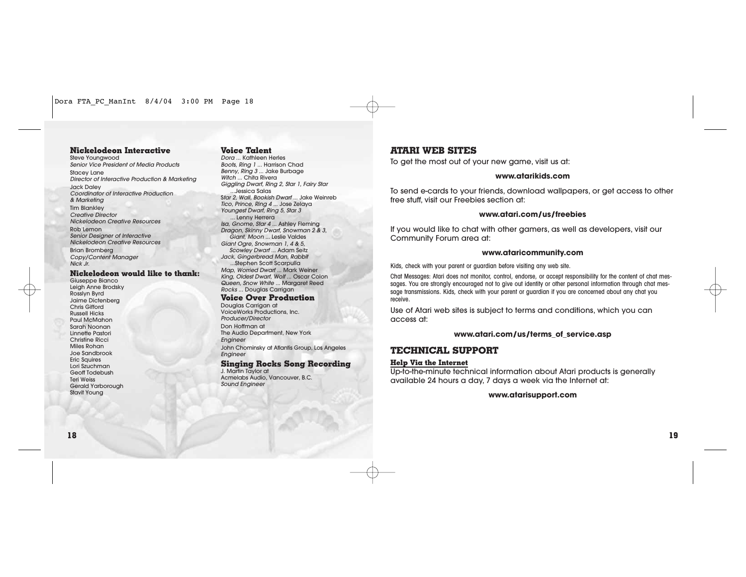## Nickelodeon Interactive

Steve Youngwood
*Senior Vice President of Media Products*

Stacey Lane
*Director of Interactive Production & Marketing*

Jack Daley
*Coordinator of Interactive Production & Marketing*

Tim Blankley
*Creative Director*
*Nickelodeon Creative Resources*

Rob Lemon
*Senior Designer of Interactive*
*Nickelodeon Creative Resources*

Brian Bromberg
*Copy/Content Manager*
*Nick Jr.*

## Nickelodeon would like to thank:

Giuseppe Bianco
Leigh Anne Brodsky
Rosslyn Byrd
Jaime Dictenberg
Chris Gifford
Russell Hicks
Paul McMahon
Sarah Noonan
Linnette Pastori
Christine Ricci
Miles Rohan
Joe Sandbrook
Eric Squires
Lori Szuchman
Geoff Todebush
Teri Weiss
Gerald Yarborough
Stavit Young

## Voice Talent

*Dora* ... Kathleen Herles
*Boots, Ring 1* ... Harrison Chad
*Benny, Ring 3* ... Jake Burbage
*Witch* ... Chita Rivera
*Giggling Dwarf, Ring 2, Star 1, Fairy Star* ...Jessica Salas
*Star 2, Wall, Bookish Dwarf* ... Jake Weinreb
*Tico, Prince, Ring 4* ... Jose Zelaya
*Youngest Dwarf, Ring 5, Star 3* ... Lenny Herrera
*Isa, Gnome, Star 4* ... Ashley Fleming
*Dragon, Skinny Dwarf, Snowman 2 & 3, Giant, Moon* ... Leslie Valdes
*Giant Ogre, Snowman 1, 4 & 5, Scowley Dwarf* ... Adam Seitz
*Jack, Gingerbread Man, Rabbit* ...Stephen Scott Scarpulla
*Map, Worried Dwarf* ... Mark Weiner
*King, Oldest Dwarf, Wolf* ... Oscar Colon
*Queen, Snow White* ... Margaret Reed
*Rocks* ... Douglas Carrigan

## Voice Over Production

Douglas Carrigan at
VoiceWorks Productions, Inc.
*Producer/Director*

Don Hoffman at
The Audio Department, New York
*Engineer*

John Chominsky at Atlantis Group, Los Angeles
*Engineer*

## Singing Rocks Song Recording

J. Martin Taylor at
Acmelabs Audio, Vancouver, B.C.
*Sound Engineer*

## ATARI WEB SITES

To get the most out of your new game, visit us at:

**www.atarikids.com**

To send e-cards to your friends, download wallpapers, or get access to other free stuff, visit our Freebies section at:

**www.atari.com/us/freebies**

If you would like to chat with other gamers, as well as developers, visit our Community Forum area at:

**www.ataricommunity.com**

Kids, check with your parent or guardian before visiting any web site.

Chat Messages: Atari does not monitor, control, endorse, or accept responsibility for the content of chat messages. You are strongly encouraged not to give out identity or other personal information through chat message transmissions. Kids, check with your parent or guardian if you are concerned about any chat you receive.

Use of Atari web sites is subject to terms and conditions, which you can access at:

**www.atari.com/us/terms_of_service.asp**

## TECHNICAL SUPPORT

### Help Via the Internet

Up-to-the-minute technical information about Atari products is generally available 24 hours a day, 7 days a week via the Internet at:

**www.atarisupport.com**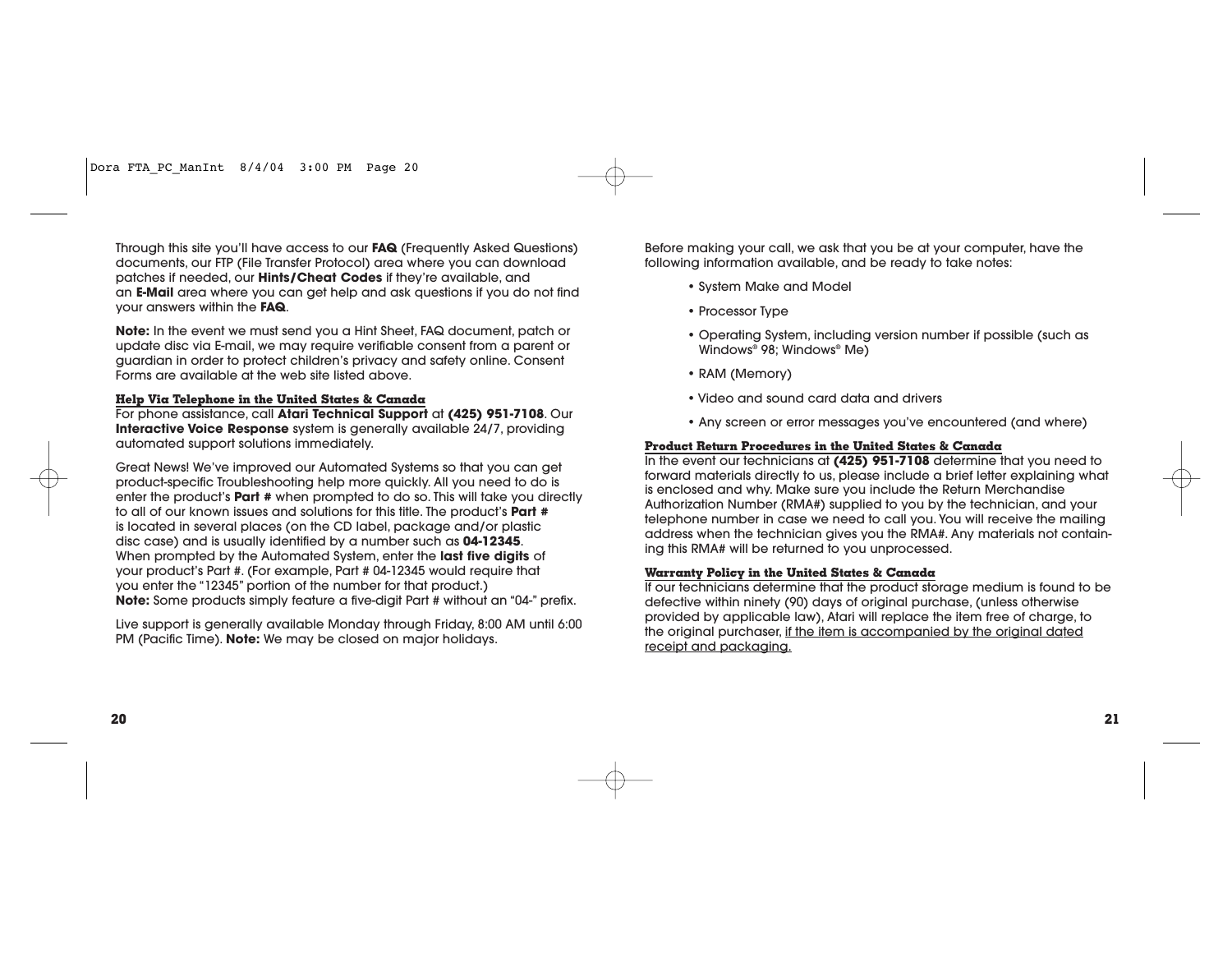Through this site you'll have access to our **FAQ** (Frequently Asked Questions) documents, our FTP (File Transfer Protocol) area where you can download patches if needed, our **Hints/Cheat Codes** if they're available, and an **E-Mail** area where you can get help and ask questions if you do not find your answers within the **FAQ**.

**Note:** In the event we must send you a Hint Sheet, FAQ document, patch or update disc via E-mail, we may require verifiable consent from a parent or guardian in order to protect children's privacy and safety online. Consent Forms are available at the web site listed above.

### Help Via Telephone in the United States & Canada

For phone assistance, call **Atari Technical Support** at **(425) 951-7108**. Our **Interactive Voice Response** system is generally available 24/7, providing automated support solutions immediately.

Great News! We've improved our Automated Systems so that you can get product-specific Troubleshooting help more quickly. All you need to do is enter the product's **Part #** when prompted to do so. This will take you directly to all of our known issues and solutions for this title. The product's **Part #** is located in several places (on the CD label, package and/or plastic disc case) and is usually identified by a number such as **04-12345**. When prompted by the Automated System, enter the **last five digits** of your product's Part #. (For example, Part # 04-12345 would require that you enter the "12345" portion of the number for that product.) **Note:** Some products simply feature a five-digit Part # without an "04-" prefix.

Live support is generally available Monday through Friday, 8:00 AM until 6:00 PM (Pacific Time). **Note:** We may be closed on major holidays.

Before making your call, we ask that you be at your computer, have the following information available, and be ready to take notes:

- System Make and Model
- Processor Type
- Operating System, including version number if possible (such as Windows® 98; Windows® Me)
- RAM (Memory)
- Video and sound card data and drivers
- Any screen or error messages you've encountered (and where)

### Product Return Procedures in the United States & Canada

In the event our technicians at **(425) 951-7108** determine that you need to forward materials directly to us, please include a brief letter explaining what is enclosed and why. Make sure you include the Return Merchandise Authorization Number (RMA#) supplied to you by the technician, and your telephone number in case we need to call you. You will receive the mailing address when the technician gives you the RMA#. Any materials not containing this RMA# will be returned to you unprocessed.

### Warranty Policy in the United States & Canada

If our technicians determine that the product storage medium is found to be defective within ninety (90) days of original purchase, (unless otherwise provided by applicable law), Atari will replace the item free of charge, to the original purchaser, if the item is accompanied by the original dated receipt and packaging.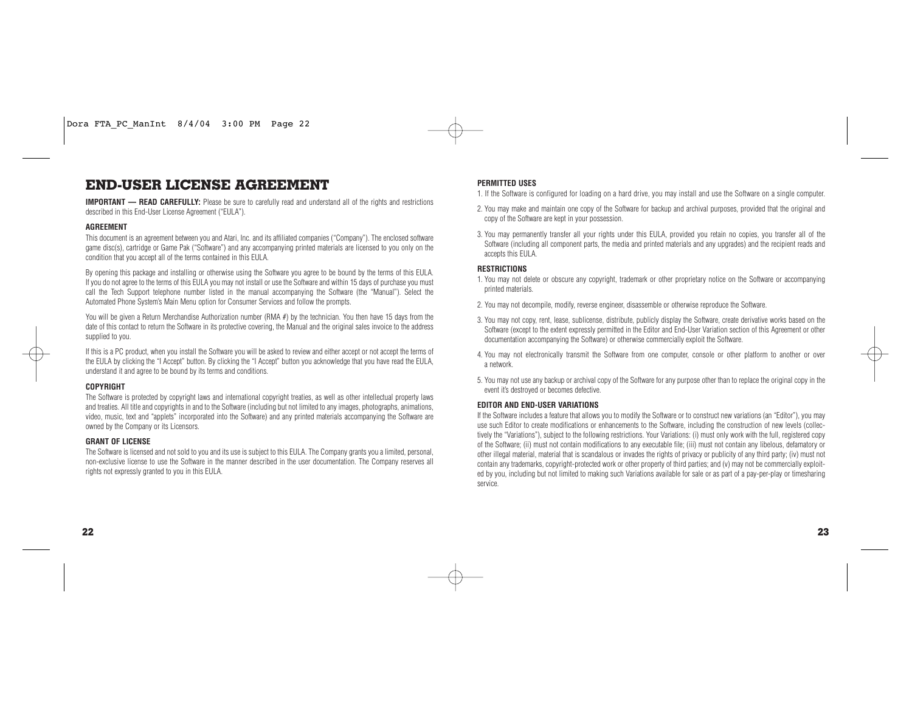# END-USER LICENSE AGREEMENT

**IMPORTANT — READ CAREFULLY:** Please be sure to carefully read and understand all of the rights and restrictions described in this End-User License Agreement ("EULA").

**AGREEMENT**

This document is an agreement between you and Atari, Inc. and its affiliated companies ("Company"). The enclosed software game disc(s), cartridge or Game Pak ("Software") and any accompanying printed materials are licensed to you only on the condition that you accept all of the terms contained in this EULA.

By opening this package and installing or otherwise using the Software you agree to be bound by the terms of this EULA. If you do not agree to the terms of this EULA you may not install or use the Software and within 15 days of purchase you must call the Tech Support telephone number listed in the manual accompanying the Software (the "Manual"). Select the Automated Phone System's Main Menu option for Consumer Services and follow the prompts.

You will be given a Return Merchandise Authorization number (RMA #) by the technician. You then have 15 days from the date of this contact to return the Software in its protective covering, the Manual and the original sales invoice to the address supplied to you.

If this is a PC product, when you install the Software you will be asked to review and either accept or not accept the terms of the EULA by clicking the "I Accept" button. By clicking the "I Accept" button you acknowledge that you have read the EULA, understand it and agree to be bound by its terms and conditions.

**COPYRIGHT**

The Software is protected by copyright laws and international copyright treaties, as well as other intellectual property laws and treaties. All title and copyrights in and to the Software (including but not limited to any images, photographs, animations, video, music, text and "applets" incorporated into the Software) and any printed materials accompanying the Software are owned by the Company or its Licensors.

**GRANT OF LICENSE**

The Software is licensed and not sold to you and its use is subject to this EULA. The Company grants you a limited, personal, non-exclusive license to use the Software in the manner described in the user documentation. The Company reserves all rights not expressly granted to you in this EULA.

**PERMITTED USES**

1. If the Software is configured for loading on a hard drive, you may install and use the Software on a single computer.
2. You may make and maintain one copy of the Software for backup and archival purposes, provided that the original and copy of the Software are kept in your possession.
3. You may permanently transfer all your rights under this EULA, provided you retain no copies, you transfer all of the Software (including all component parts, the media and printed materials and any upgrades) and the recipient reads and accepts this EULA.

**RESTRICTIONS**

1. You may not delete or obscure any copyright, trademark or other proprietary notice on the Software or accompanying printed materials.
2. You may not decompile, modify, reverse engineer, disassemble or otherwise reproduce the Software.
3. You may not copy, rent, lease, sublicense, distribute, publicly display the Software, create derivative works based on the Software (except to the extent expressly permitted in the Editor and End-User Variation section of this Agreement or other documentation accompanying the Software) or otherwise commercially exploit the Software.
4. You may not electronically transmit the Software from one computer, console or other platform to another or over a network.
5. You may not use any backup or archival copy of the Software for any purpose other than to replace the original copy in the event it's destroyed or becomes defective.

**EDITOR AND END-USER VARIATIONS**

If the Software includes a feature that allows you to modify the Software or to construct new variations (an "Editor"), you may use such Editor to create modifications or enhancements to the Software, including the construction of new levels (collectively the "Variations"), subject to the following restrictions. Your Variations: (i) must only work with the full, registered copy of the Software; (ii) must not contain modifications to any executable file; (iii) must not contain any libelous, defamatory or other illegal material, material that is scandalous or invades the rights of privacy or publicity of any third party; (iv) must not contain any trademarks, copyright-protected work or other property of third parties; and (v) may not be commercially exploited by you, including but not limited to making such Variations available for sale or as part of a pay-per-play or timesharing service.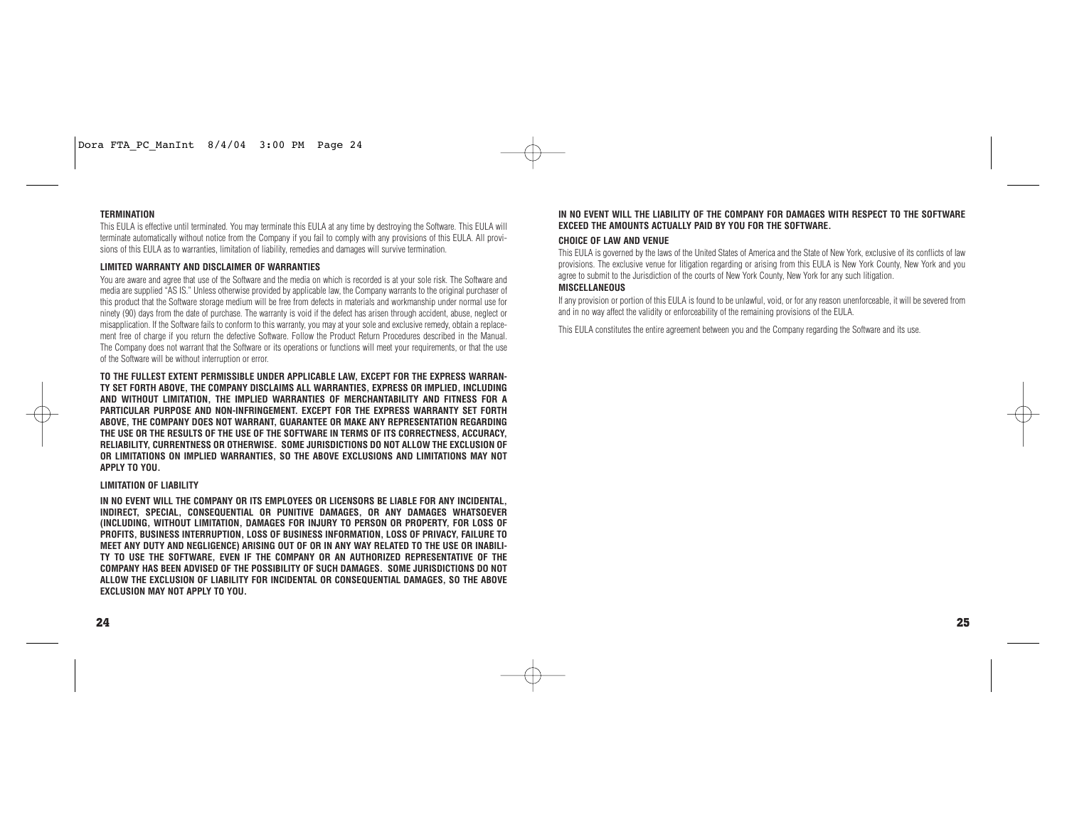**TERMINATION**

This EULA is effective until terminated. You may terminate this EULA at any time by destroying the Software. This EULA will terminate automatically without notice from the Company if you fail to comply with any provisions of this EULA. All provisions of this EULA as to warranties, limitation of liability, remedies and damages will survive termination.

**LIMITED WARRANTY AND DISCLAIMER OF WARRANTIES**

You are aware and agree that use of the Software and the media on which is recorded is at your sole risk. The Software and media are supplied "AS IS." Unless otherwise provided by applicable law, the Company warrants to the original purchaser of this product that the Software storage medium will be free from defects in materials and workmanship under normal use for ninety (90) days from the date of purchase. The warranty is void if the defect has arisen through accident, abuse, neglect or misapplication. If the Software fails to conform to this warranty, you may at your sole and exclusive remedy, obtain a replacement free of charge if you return the defective Software. Follow the Product Return Procedures described in the Manual. The Company does not warrant that the Software or its operations or functions will meet your requirements, or that the use of the Software will be without interruption or error.

**TO THE FULLEST EXTENT PERMISSIBLE UNDER APPLICABLE LAW, EXCEPT FOR THE EXPRESS WARRANTY SET FORTH ABOVE, THE COMPANY DISCLAIMS ALL WARRANTIES, EXPRESS OR IMPLIED, INCLUDING AND WITHOUT LIMITATION, THE IMPLIED WARRANTIES OF MERCHANTABILITY AND FITNESS FOR A PARTICULAR PURPOSE AND NON-INFRINGEMENT. EXCEPT FOR THE EXPRESS WARRANTY SET FORTH ABOVE, THE COMPANY DOES NOT WARRANT, GUARANTEE OR MAKE ANY REPRESENTATION REGARDING THE USE OR THE RESULTS OF THE USE OF THE SOFTWARE IN TERMS OF ITS CORRECTNESS, ACCURACY, RELIABILITY, CURRENTNESS OR OTHERWISE. SOME JURISDICTIONS DO NOT ALLOW THE EXCLUSION OF OR LIMITATIONS ON IMPLIED WARRANTIES, SO THE ABOVE EXCLUSIONS AND LIMITATIONS MAY NOT APPLY TO YOU.**

**LIMITATION OF LIABILITY**

**IN NO EVENT WILL THE COMPANY OR ITS EMPLOYEES OR LICENSORS BE LIABLE FOR ANY INCIDENTAL, INDIRECT, SPECIAL, CONSEQUENTIAL OR PUNITIVE DAMAGES, OR ANY DAMAGES WHATSOEVER (INCLUDING, WITHOUT LIMITATION, DAMAGES FOR INJURY TO PERSON OR PROPERTY, FOR LOSS OF PROFITS, BUSINESS INTERRUPTION, LOSS OF BUSINESS INFORMATION, LOSS OF PRIVACY, FAILURE TO MEET ANY DUTY AND NEGLIGENCE) ARISING OUT OF OR IN ANY WAY RELATED TO THE USE OR INABILITY TO USE THE SOFTWARE, EVEN IF THE COMPANY OR AN AUTHORIZED REPRESENTATIVE OF THE COMPANY HAS BEEN ADVISED OF THE POSSIBILITY OF SUCH DAMAGES. SOME JURISDICTIONS DO NOT ALLOW THE EXCLUSION OF LIABILITY FOR INCIDENTAL OR CONSEQUENTIAL DAMAGES, SO THE ABOVE EXCLUSION MAY NOT APPLY TO YOU.**

**IN NO EVENT WILL THE LIABILITY OF THE COMPANY FOR DAMAGES WITH RESPECT TO THE SOFTWARE EXCEED THE AMOUNTS ACTUALLY PAID BY YOU FOR THE SOFTWARE.**

**CHOICE OF LAW AND VENUE**

This EULA is governed by the laws of the United States of America and the State of New York, exclusive of its conflicts of law provisions. The exclusive venue for litigation regarding or arising from this EULA is New York County, New York and you agree to submit to the Jurisdiction of the courts of New York County, New York for any such litigation.

**MISCELLANEOUS**

If any provision or portion of this EULA is found to be unlawful, void, or for any reason unenforceable, it will be severed from and in no way affect the validity or enforceability of the remaining provisions of the EULA.

This EULA constitutes the entire agreement between you and the Company regarding the Software and its use.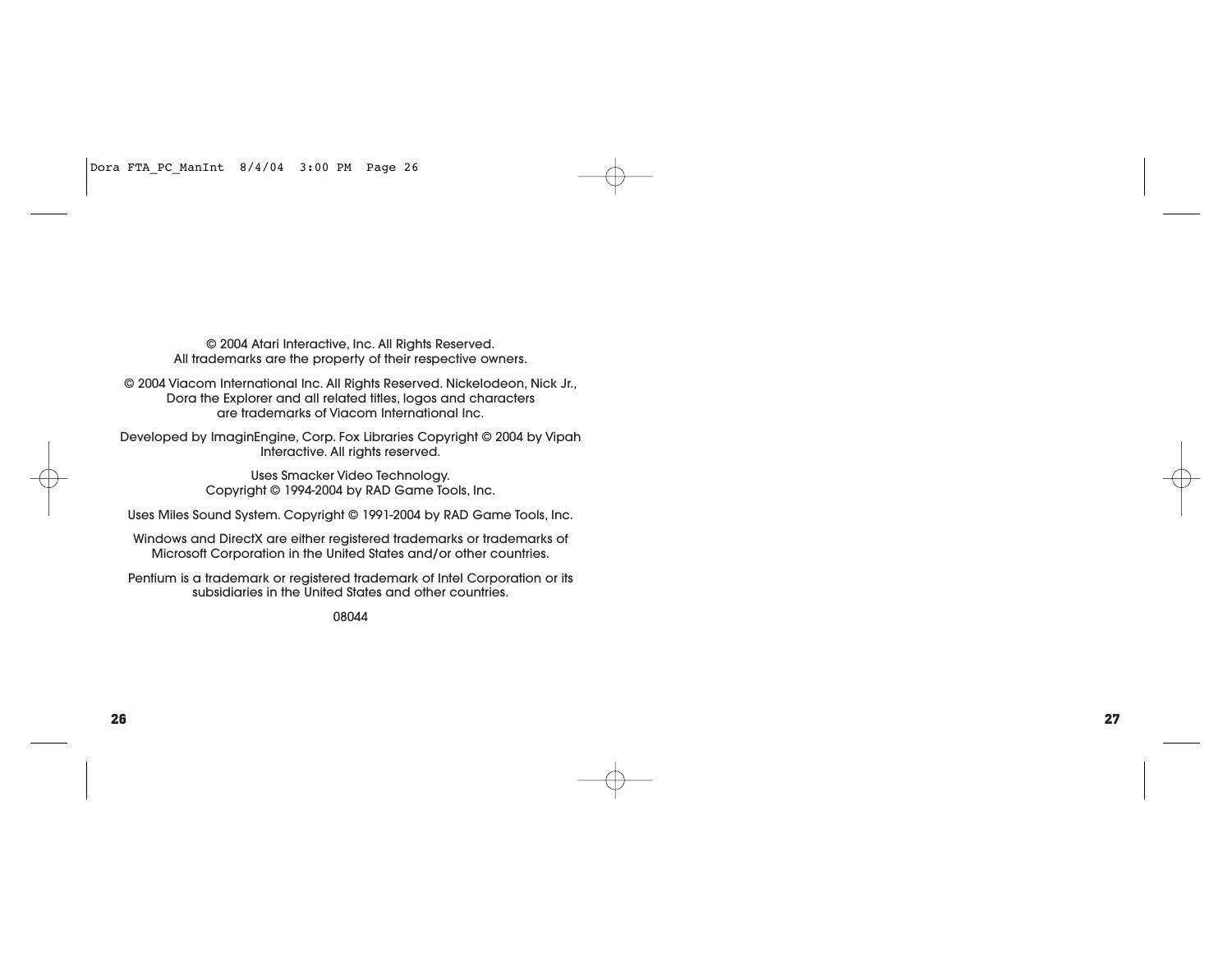© 2004 Atari Interactive, Inc. All Rights Reserved.
All trademarks are the property of their respective owners.

© 2004 Viacom International Inc. All Rights Reserved. Nickelodeon, Nick Jr., Dora the Explorer and all related titles, logos and characters are trademarks of Viacom International Inc.

Developed by ImaginEngine, Corp. Fox Libraries Copyright © 2004 by Vipah Interactive. All rights reserved.

Uses Smacker Video Technology.
Copyright © 1994-2004 by RAD Game Tools, Inc.

Uses Miles Sound System. Copyright © 1991-2004 by RAD Game Tools, Inc.

Windows and DirectX are either registered trademarks or trademarks of Microsoft Corporation in the United States and/or other countries.

Pentium is a trademark or registered trademark of Intel Corporation or its subsidiaries in the United States and other countries.

08044